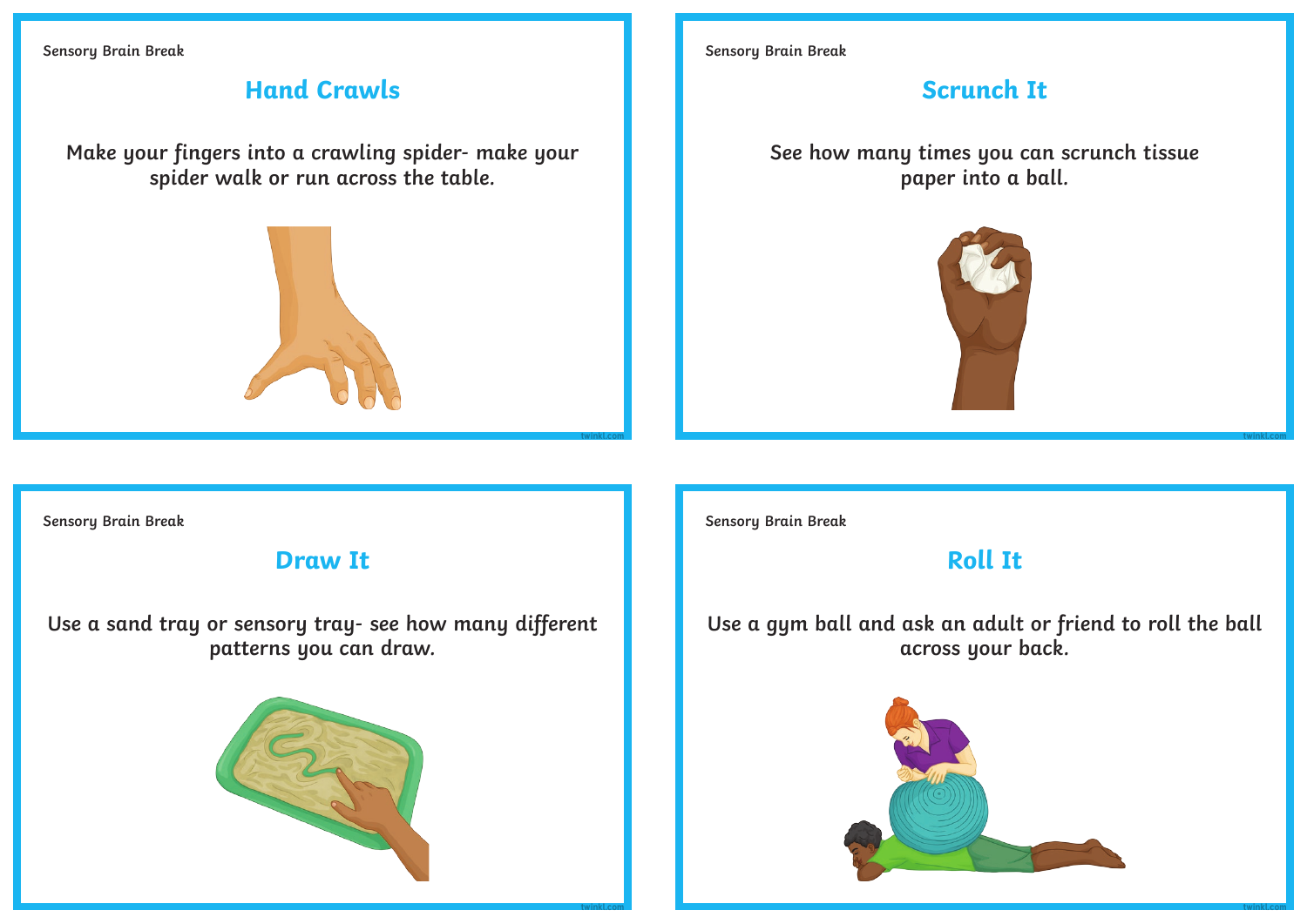Sensory Brain Break

## Hand Crawls

Make your fingers into a crawling spider- make your spider walk or run across the table.

Sensory Brain Break

## Scrunch It

See how many times you can scrunch tissue paper into a ball.

Sensory Brain Break

## Draw It

Use a sand tray or sensory tray- see how many different patterns you can draw.

Sensory Brain Break

## Roll It

Use a gym ball and ask an adult or friend to roll the ball across your back.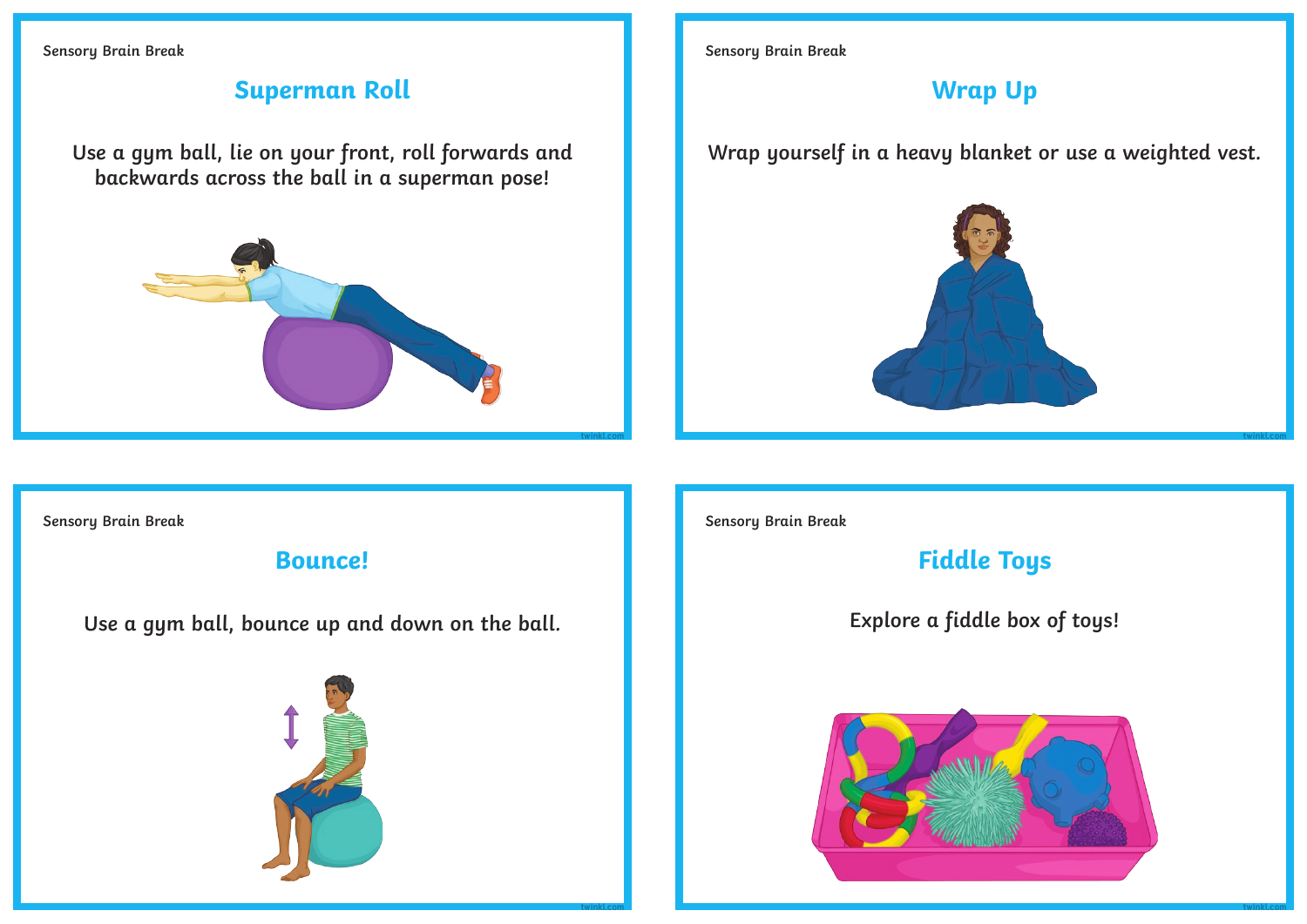Sensory Brain Break

## Superman Roll

Use a gym ball, lie on your front, roll forwards and backwards across the ball in a superman pose!

Sensory Brain Break

## Wrap Up

Wrap yourself in a heavy blanket or use a weighted vest.

Sensory Brain Break

## Bounce!

Use a gym ball, bounce up and down on the ball.

Sensory Brain Break

## Fiddle Toys

Explore a fiddle box of toys!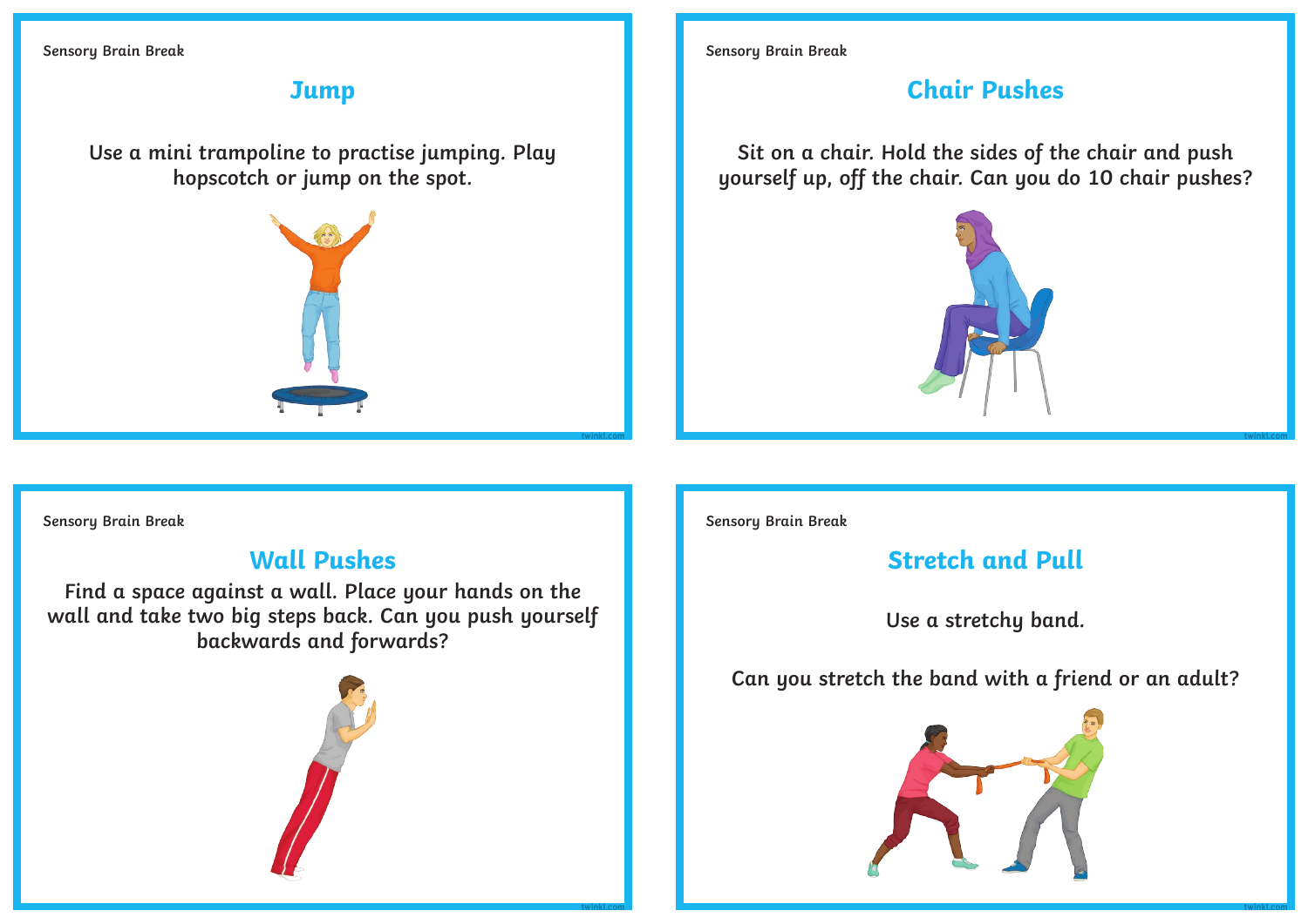Sensory Brain Break

## Jump

Use a mini trampoline to practise jumping. Play hopscotch or jump on the spot.

Sensory Brain Break

## Chair Pushes

Sit on a chair. Hold the sides of the chair and push yourself up, off the chair. Can you do 10 chair pushes?

Sensory Brain Break

## Wall Pushes

Find a space against a wall. Place your hands on the wall and take two big steps back. Can you push yourself backwards and forwards?

Sensory Brain Break

## Stretch and Pull

Use a stretchy band.

Can you stretch the band with a friend or an adult?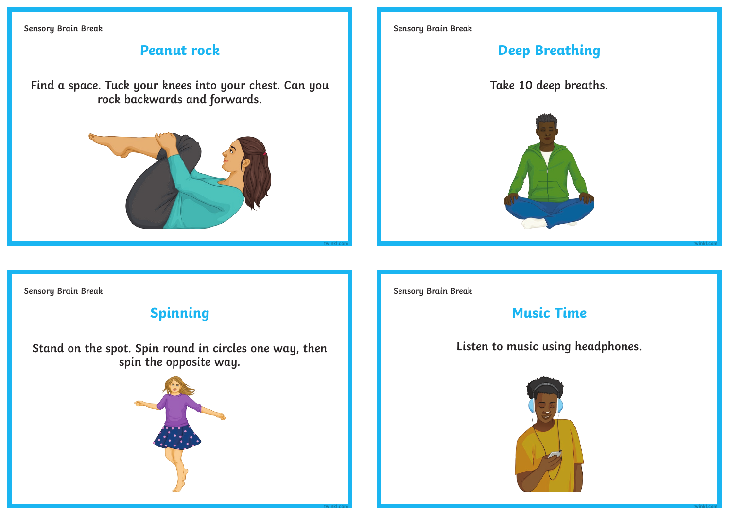Sensory Brain Break

## Peanut rock

Find a space. Tuck your knees into your chest. Can you rock backwards and forwards.

Sensory Brain Break

## Deep Breathing

Take 10 deep breaths.

Sensory Brain Break

## Spinning

Stand on the spot. Spin round in circles one way, then spin the opposite way.

Sensory Brain Break

## Music Time

Listen to music using headphones.